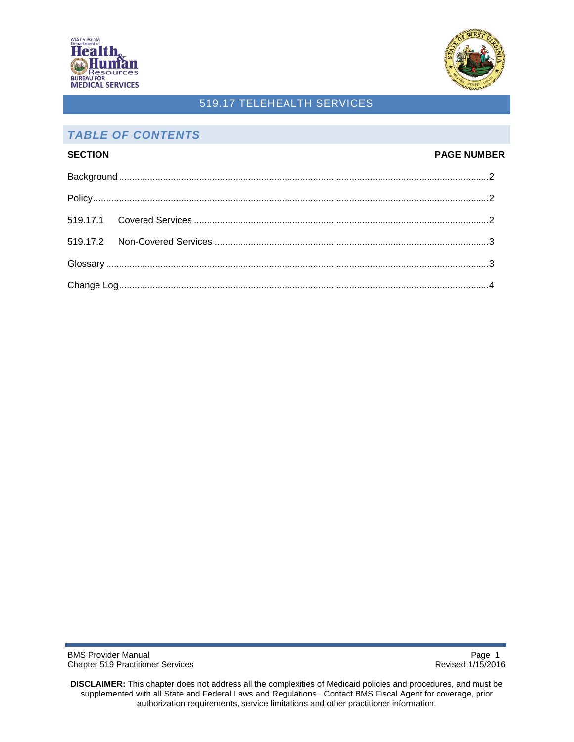# 519.17 TELEHEALTH SERVICES

## *TABLE OF CONTENTS*

| SECTION | PAGE NUMBER |
|---|---|
| Background | 2 |
| Policy | 2 |
| 519.17.1 Covered Services | 2 |
| 519.17.2 Non-Covered Services | 3 |
| Glossary | 3 |
| Change Log | 4 |

**DISCLAIMER:** This chapter does not address all the complexities of Medicaid policies and procedures, and must be supplemented with all State and Federal Laws and Regulations. Contact BMS Fiscal Agent for coverage, prior authorization requirements, service limitations and other practitioner information.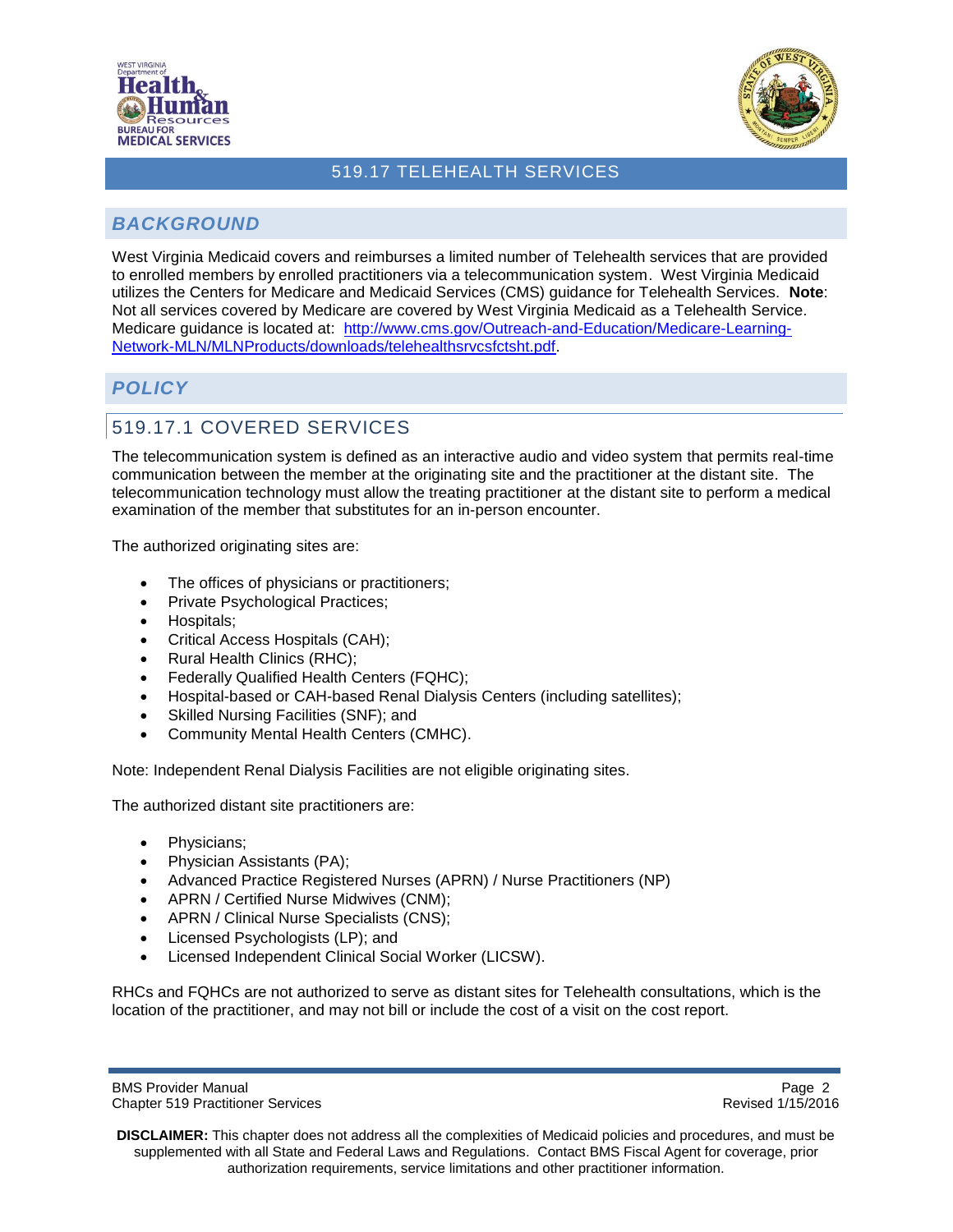# 519.17 TELEHEALTH SERVICES

## *BACKGROUND*

West Virginia Medicaid covers and reimburses a limited number of Telehealth services that are provided to enrolled members by enrolled practitioners via a telecommunication system. West Virginia Medicaid utilizes the Centers for Medicare and Medicaid Services (CMS) guidance for Telehealth Services. **Note**: Not all services covered by Medicare are covered by West Virginia Medicaid as a Telehealth Service. Medicare guidance is located at: [http://www.cms.gov/Outreach-and-Education/Medicare-Learning-Network-MLN/MLNProducts/downloads/telehealthsrvcsfctsht.pdf](http://www.cms.gov/Outreach-and-Education/Medicare-Learning-Network-MLN/MLNProducts/downloads/telehealthsrvcsfctsht.pdf).

## *POLICY*

### 519.17.1 COVERED SERVICES

The telecommunication system is defined as an interactive audio and video system that permits real-time communication between the member at the originating site and the practitioner at the distant site. The telecommunication technology must allow the treating practitioner at the distant site to perform a medical examination of the member that substitutes for an in-person encounter.

The authorized originating sites are:

- The offices of physicians or practitioners;
- Private Psychological Practices;
- Hospitals;
- Critical Access Hospitals (CAH);
- Rural Health Clinics (RHC);
- Federally Qualified Health Centers (FQHC);
- Hospital-based or CAH-based Renal Dialysis Centers (including satellites);
- Skilled Nursing Facilities (SNF); and
- Community Mental Health Centers (CMHC).

Note: Independent Renal Dialysis Facilities are not eligible originating sites.

The authorized distant site practitioners are:

- Physicians;
- Physician Assistants (PA);
- Advanced Practice Registered Nurses (APRN) / Nurse Practitioners (NP)
- APRN / Certified Nurse Midwives (CNM);
- APRN / Clinical Nurse Specialists (CNS);
- Licensed Psychologists (LP); and
- Licensed Independent Clinical Social Worker (LICSW).

RHCs and FQHCs are not authorized to serve as distant sites for Telehealth consultations, which is the location of the practitioner, and may not bill or include the cost of a visit on the cost report.

**DISCLAIMER:** This chapter does not address all the complexities of Medicaid policies and procedures, and must be supplemented with all State and Federal Laws and Regulations. Contact BMS Fiscal Agent for coverage, prior authorization requirements, service limitations and other practitioner information.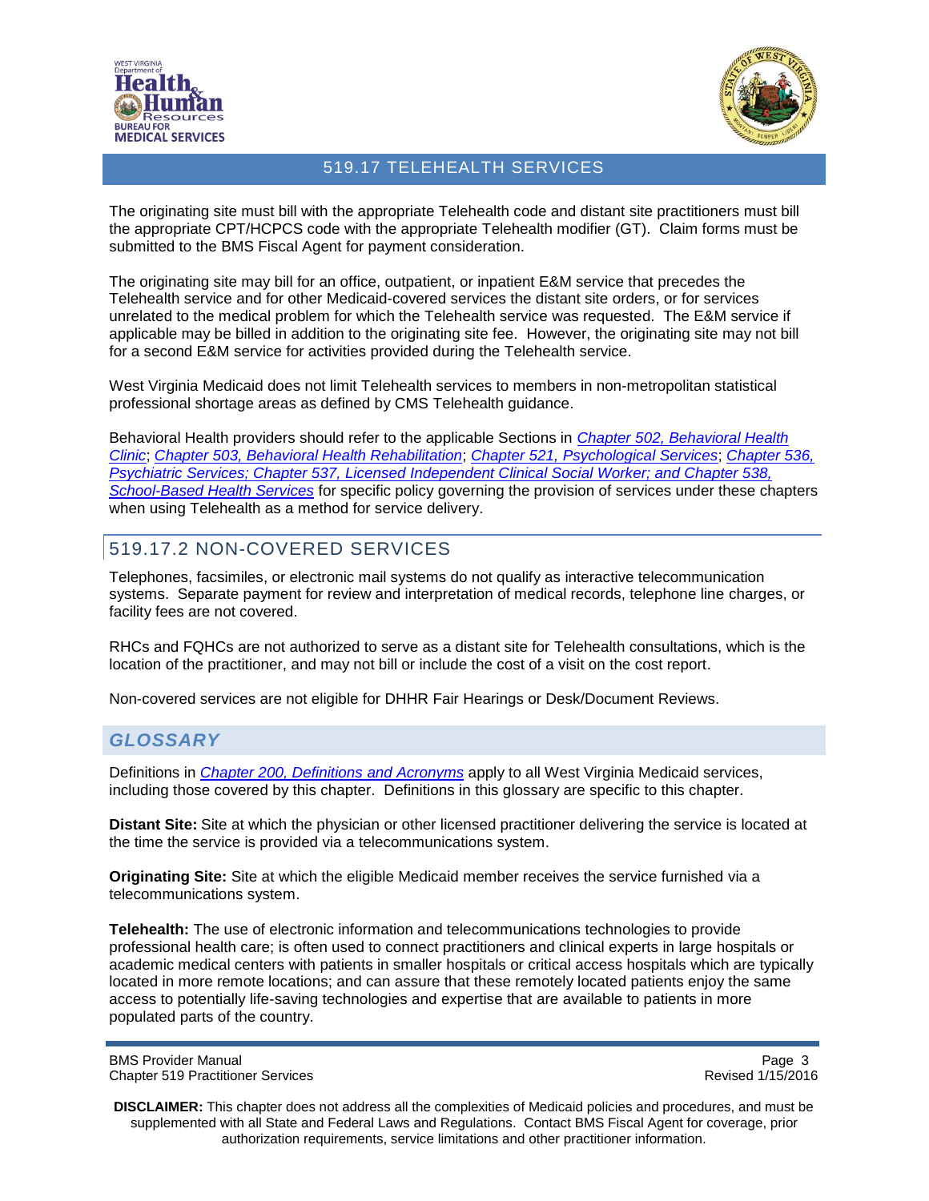The originating site must bill with the appropriate Telehealth code and distant site practitioners must bill the appropriate CPT/HCPCS code with the appropriate Telehealth modifier (GT). Claim forms must be submitted to the BMS Fiscal Agent for payment consideration.

The originating site may bill for an office, outpatient, or inpatient E&M service that precedes the Telehealth service and for other Medicaid-covered services the distant site orders, or for services unrelated to the medical problem for which the Telehealth service was requested. The E&M service if applicable may be billed in addition to the originating site fee. However, the originating site may not bill for a second E&M service for activities provided during the Telehealth service.

West Virginia Medicaid does not limit Telehealth services to members in non-metropolitan statistical professional shortage areas as defined by CMS Telehealth guidance.

Behavioral Health providers should refer to the applicable Sections in *Chapter 502, Behavioral Health Clinic*; *Chapter 503, Behavioral Health Rehabilitation*; *Chapter 521, Psychological Services*; *Chapter 536, Psychiatric Services; Chapter 537, Licensed Independent Clinical Social Worker; and Chapter 538, School-Based Health Services* for specific policy governing the provision of services under these chapters when using Telehealth as a method for service delivery.

## 519.17.2 NON-COVERED SERVICES

Telephones, facsimiles, or electronic mail systems do not qualify as interactive telecommunication systems. Separate payment for review and interpretation of medical records, telephone line charges, or facility fees are not covered.

RHCs and FQHCs are not authorized to serve as a distant site for Telehealth consultations, which is the location of the practitioner, and may not bill or include the cost of a visit on the cost report.

Non-covered services are not eligible for DHHR Fair Hearings or Desk/Document Reviews.

## *GLOSSARY*

Definitions in *Chapter 200, Definitions and Acronyms* apply to all West Virginia Medicaid services, including those covered by this chapter. Definitions in this glossary are specific to this chapter.

**Distant Site:** Site at which the physician or other licensed practitioner delivering the service is located at the time the service is provided via a telecommunications system.

**Originating Site:** Site at which the eligible Medicaid member receives the service furnished via a telecommunications system.

**Telehealth:** The use of electronic information and telecommunications technologies to provide professional health care; is often used to connect practitioners and clinical experts in large hospitals or academic medical centers with patients in smaller hospitals or critical access hospitals which are typically located in more remote locations; and can assure that these remotely located patients enjoy the same access to potentially life-saving technologies and expertise that are available to patients in more populated parts of the country.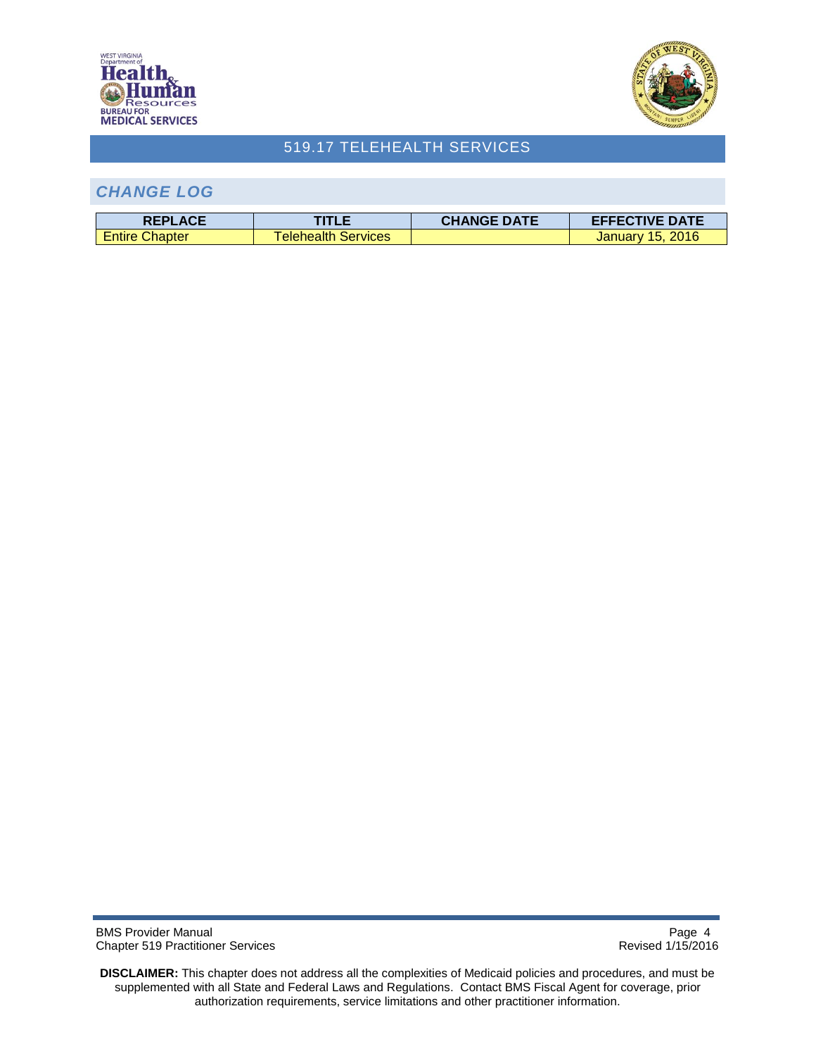## CHANGE LOG

| REPLACE | TITLE | CHANGE DATE | EFFECTIVE DATE |
|---|---|---|---|
| Entire Chapter | Telehealth Services | | January 15, 2016 |

**DISCLAIMER:** This chapter does not address all the complexities of Medicaid policies and procedures, and must be supplemented with all State and Federal Laws and Regulations. Contact BMS Fiscal Agent for coverage, prior authorization requirements, service limitations and other practitioner information.